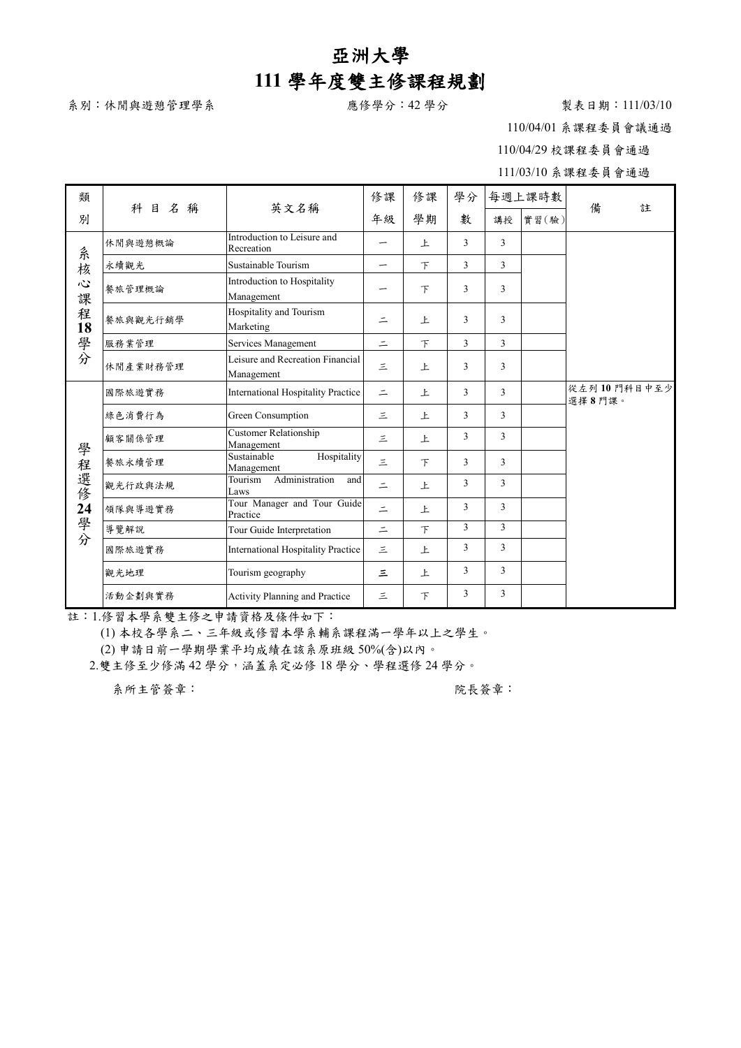# 亞洲大學

# 111 學年度雙主修課程規劃

系別：休閒與遊憩管理學系　　　　　　應修學分：42 學分　　　　　　製表日期：111/03/10

110/04/01 系課程委員會議通過

110/04/29 校課程委員會通過

111/03/10 系課程委員會通過

| 類別 | 科目名稱 | 英文名稱 | 修課年級 | 修課學期 | 學分數 | 每週上課時數 講授 | 每週上課時數 實習(驗) | 備註 |
|---|---|---|---|---|---|---|---|---|
| 系核心課程 18 學分 | 休閒與遊憩概論 | Introduction to Leisure and Recreation | 一 | 上 | 3 | 3 | | |
| | 永續觀光 | Sustainable Tourism | 一 | 下 | 3 | 3 | | |
| | 餐旅管理概論 | Introduction to Hospitality Management | 一 | 下 | 3 | 3 | | |
| | 餐旅與觀光行銷學 | Hospitality and Tourism Marketing | 二 | 上 | 3 | 3 | | |
| | 服務業管理 | Services Management | 二 | 下 | 3 | 3 | | |
| | 休閒產業財務管理 | Leisure and Recreation Financial Management | 三 | 上 | 3 | 3 | | |
| 學程選修 24 學分 | 國際旅遊實務 | International Hospitality Practice | 二 | 上 | 3 | 3 | | 從左列 **10** 門科目中至少選擇 **8** 門課。 |
| | 綠色消費行為 | Green Consumption | 三 | 上 | 3 | 3 | | |
| | 顧客關係管理 | Customer Relationship Management | 三 | 上 | 3 | 3 | | |
| | 餐旅永續管理 | Sustainable Hospitality Management | 三 | 下 | 3 | 3 | | |
| | 觀光行政與法規 | Tourism Administration and Laws | 二 | 上 | 3 | 3 | | |
| | 領隊與導遊實務 | Tour Manager and Tour Guide Practice | 二 | 上 | 3 | 3 | | |
| | 導覽解說 | Tour Guide Interpretation | 二 | 下 | 3 | 3 | | |
| | 國際旅遊實務 | International Hospitality Practice | 三 | 上 | 3 | 3 | | |
| | 觀光地理 | Tourism geography | 三 | 上 | 3 | 3 | | |
| | 活動企劃與實務 | Activity Planning and Practice | 三 | 下 | 3 | 3 | | |

註：1.修習本學系雙主修之申請資格及條件如下：

(1) 本校各學系二、三年級或修習本學系輔系課程滿一學年以上之學生。

(2) 申請日前一學期學業平均成績在該系原班級 50%(含)以內。

2.雙主修至少修滿 42 學分，涵蓋系定必修 18 學分、學程選修 24 學分。

系所主管簽章：　　　　　　　　　　　　　　院長簽章：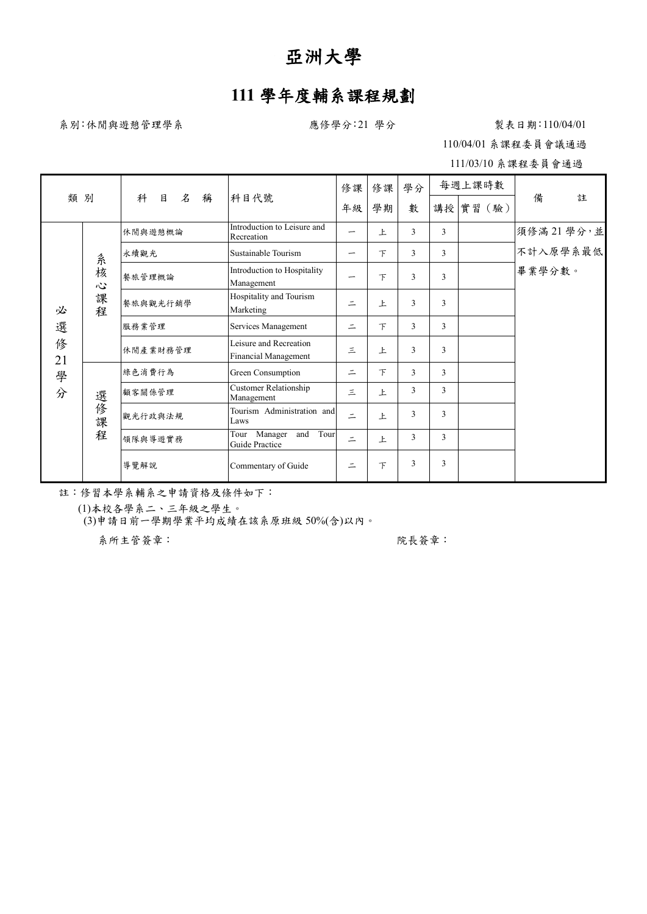# 亞洲大學

## 111 學年度輔系課程規劃

系別：休閒與遊憩管理學系　　　　應修學分：21 學分　　　　製表日期：110/04/01

110/04/01 系課程委員會議通過

111/03/10 系課程委員會通過

| 類別 | | 科目名稱 | 科目代號 | 修課年級 | 修課學期 | 學分數 | 每週上課時數 | | 備註 |
|---|---|---|---|---|---|---|---|---|---|
| | | | | | | | 講授 | 實習（驗） | |
| 必選修 21 學分 | 系核心課程 | 休閒與遊憩概論 | Introduction to Leisure and Recreation | 一 | 上 | 3 | 3 | | 須修滿 21 學分，並不計入原學系最低畢業學分數。 |
| | | 永續觀光 | Sustainable Tourism | 一 | 下 | 3 | 3 | | |
| | | 餐旅管理概論 | Introduction to Hospitality Management | 一 | 下 | 3 | 3 | | |
| | | 餐旅與觀光行銷學 | Hospitality and Tourism Marketing | 二 | 上 | 3 | 3 | | |
| | | 服務業管理 | Services Management | 二 | 下 | 3 | 3 | | |
| | | 休閒產業財務管理 | Leisure and Recreation Financial Management | 三 | 上 | 3 | 3 | | |
| | 選修課程 | 綠色消費行為 | Green Consumption | 二 | 下 | 3 | 3 | | |
| | | 顧客關係管理 | Customer Relationship Management | 三 | 上 | 3 | 3 | | |
| | | 觀光行政與法規 | Tourism Administration and Laws | 二 | 上 | 3 | 3 | | |
| | | 領隊與導遊實務 | Tour Manager and Tour Guide Practice | 二 | 上 | 3 | 3 | | |
| | | 導覽解說 | Commentary of Guide | 二 | 下 | 3 | 3 | | |

註：修習本學系輔系之申請資格及條件如下：

(1)本校各學系二、三年級之學生。

(3)申請日前一學期學業平均成績在該系原班級 50%(含)以內。

系所主管簽章：　　　　　　　　　　院長簽章：